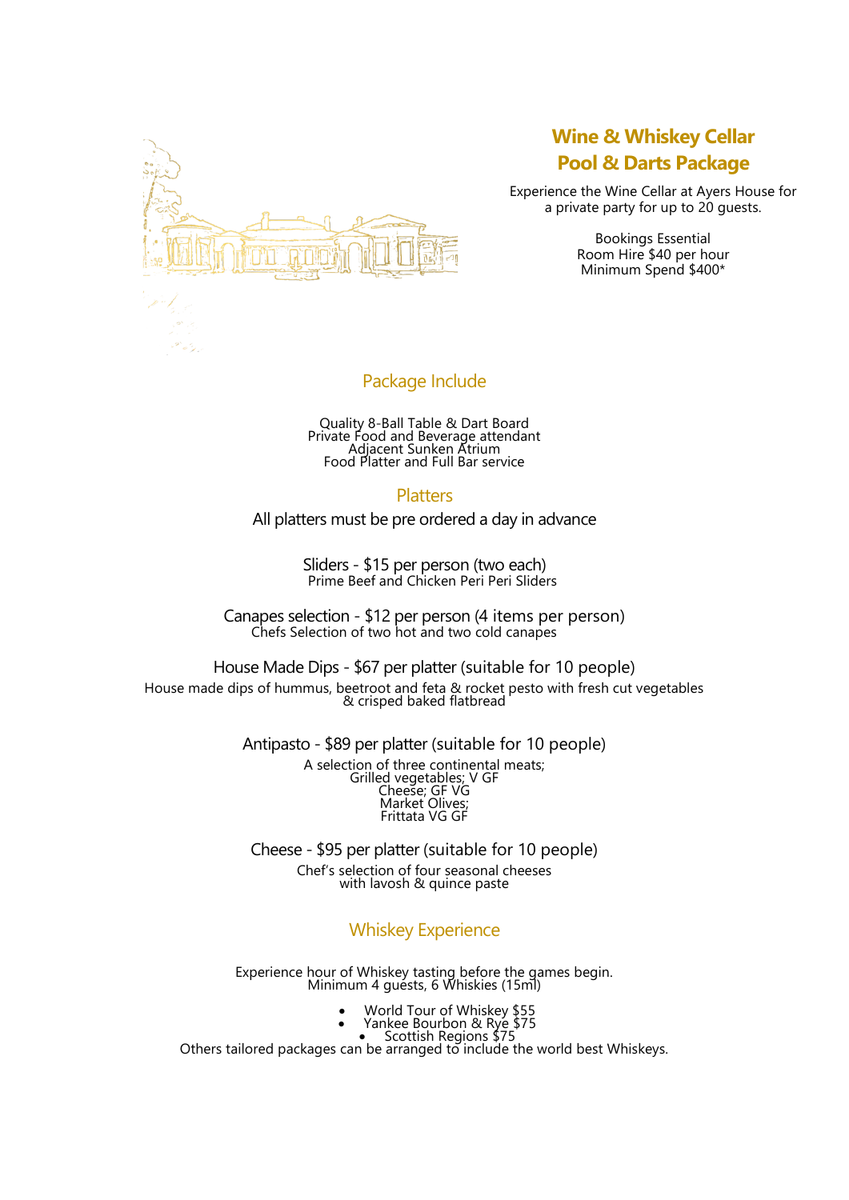# Wine & Whiskey Cellar
# Pool & Darts Package

Experience the Wine Cellar at Ayers House for a private party for up to 20 guests.

Bookings Essential
Room Hire $40 per hour
Minimum Spend $400*

## Package Include

Quality 8-Ball Table & Dart Board
Private Food and Beverage attendant
Adjacent Sunken Atrium
Food Platter and Full Bar service

## Platters

All platters must be pre ordered a day in advance

**Sliders - $15 per person (two each)**
Prime Beef and Chicken Peri Peri Sliders

**Canapes selection - $12 per person (4 items per person)**
Chefs Selection of two hot and two cold canapes

**House Made Dips - $67 per platter (suitable for 10 people)**
House made dips of hummus, beetroot and feta & rocket pesto with fresh cut vegetables & crisped baked flatbread

**Antipasto - $89 per platter (suitable for 10 people)**
A selection of three continental meats;
Grilled vegetables; V GF
Cheese; GF VG
Market Olives;
Frittata VG GF

**Cheese - $95 per platter (suitable for 10 people)**
Chef's selection of four seasonal cheeses
with lavosh & quince paste

## Whiskey Experience

Experience hour of Whiskey tasting before the games begin.
Minimum 4 guests, 6 Whiskies (15ml)

- World Tour of Whiskey $55
- Yankee Bourbon & Rye $75
- Scottish Regions $75

Others tailored packages can be arranged to include the world best Whiskeys.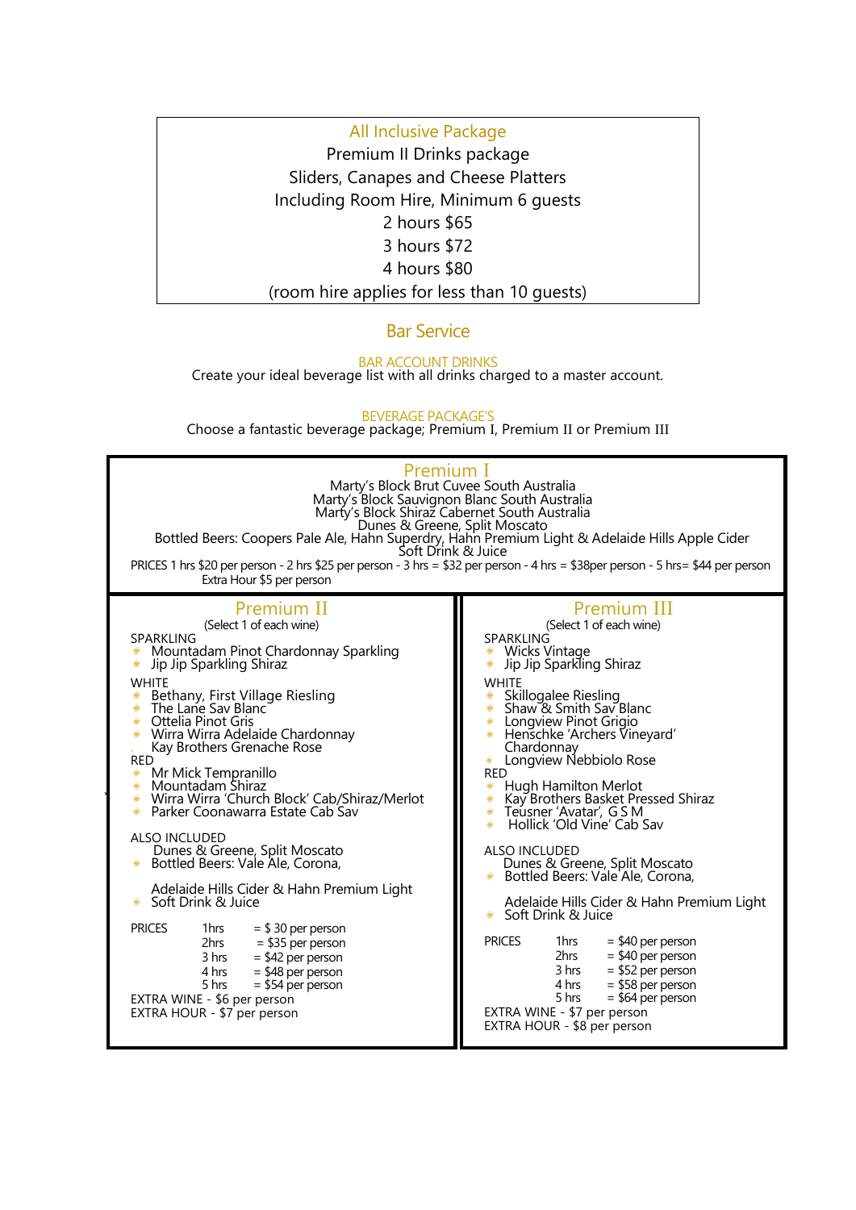## All Inclusive Package

Premium II Drinks package
Sliders, Canapes and Cheese Platters
Including Room Hire, Minimum 6 guests
2 hours $65
3 hours $72
4 hours $80
(room hire applies for less than 10 guests)

## Bar Service

### BAR ACCOUNT DRINKS

Create your ideal beverage list with all drinks charged to a master account.

### BEVERAGE PACKAGE'S

Choose a fantastic beverage package; Premium I, Premium II or Premium III

## Premium I

Marty's Block Brut Cuvee South Australia
Marty's Block Sauvignon Blanc South Australia
Marty's Block Shiraz Cabernet South Australia
Dunes & Greene, Split Moscato
Bottled Beers: Coopers Pale Ale, Hahn Superdry, Hahn Premium Light & Adelaide Hills Apple Cider
Soft Drink & Juice

PRICES 1 hrs $20 per person - 2 hrs $25 per person - 3 hrs = $32 per person - 4 hrs = $38per person - 5 hrs= $44 per person
Extra Hour $5 per person

## Premium II

(Select 1 of each wine)

SPARKLING
- Mountadam Pinot Chardonnay Sparkling
- Jip Jip Sparkling Shiraz

WHITE
- Bethany, First Village Riesling
- The Lane Sav Blanc
- Ottelia Pinot Gris
- Wirra Wirra Adelaide Chardonnay
- Kay Brothers Grenache Rose

RED
- Mr Mick Tempranillo
- Mountadam Shiraz
- Wirra Wirra 'Church Block' Cab/Shiraz/Merlot
- Parker Coonawarra Estate Cab Sav

ALSO INCLUDED
- Dunes & Greene, Split Moscato
- Bottled Beers: Vale Ale, Corona, Adelaide Hills Cider & Hahn Premium Light
- Soft Drink & Juice

| PRICES | | |
|---|---|---|
| | 1hrs | = $ 30 per person |
| | 2hrs | = $35 per person |
| | 3 hrs | = $42 per person |
| | 4 hrs | = $48 per person |
| | 5 hrs | = $54 per person |

EXTRA WINE - $6 per person
EXTRA HOUR - $7 per person

## Premium III

(Select 1 of each wine)

SPARKLING
- Wicks Vintage
- Jip Jip Sparkling Shiraz

WHITE
- Skillogalee Riesling
- Shaw & Smith Sav Blanc
- Longview Pinot Grigio
- Henschke 'Archers Vineyard' Chardonnay
- Longview Nebbiolo Rose

RED
- Hugh Hamilton Merlot
- Kay Brothers Basket Pressed Shiraz
- Teusner 'Avatar', G S M
- Hollick 'Old Vine' Cab Sav

ALSO INCLUDED
- Dunes & Greene, Split Moscato
- Bottled Beers: Vale Ale, Corona, Adelaide Hills Cider & Hahn Premium Light
- Soft Drink & Juice

| PRICES | | |
|---|---|---|
| | 1hrs | = $40 per person |
| | 2hrs | = $40 per person |
| | 3 hrs | = $52 per person |
| | 4 hrs | = $58 per person |
| | 5 hrs | = $64 per person |

EXTRA WINE - $7 per person
EXTRA HOUR - $8 per person